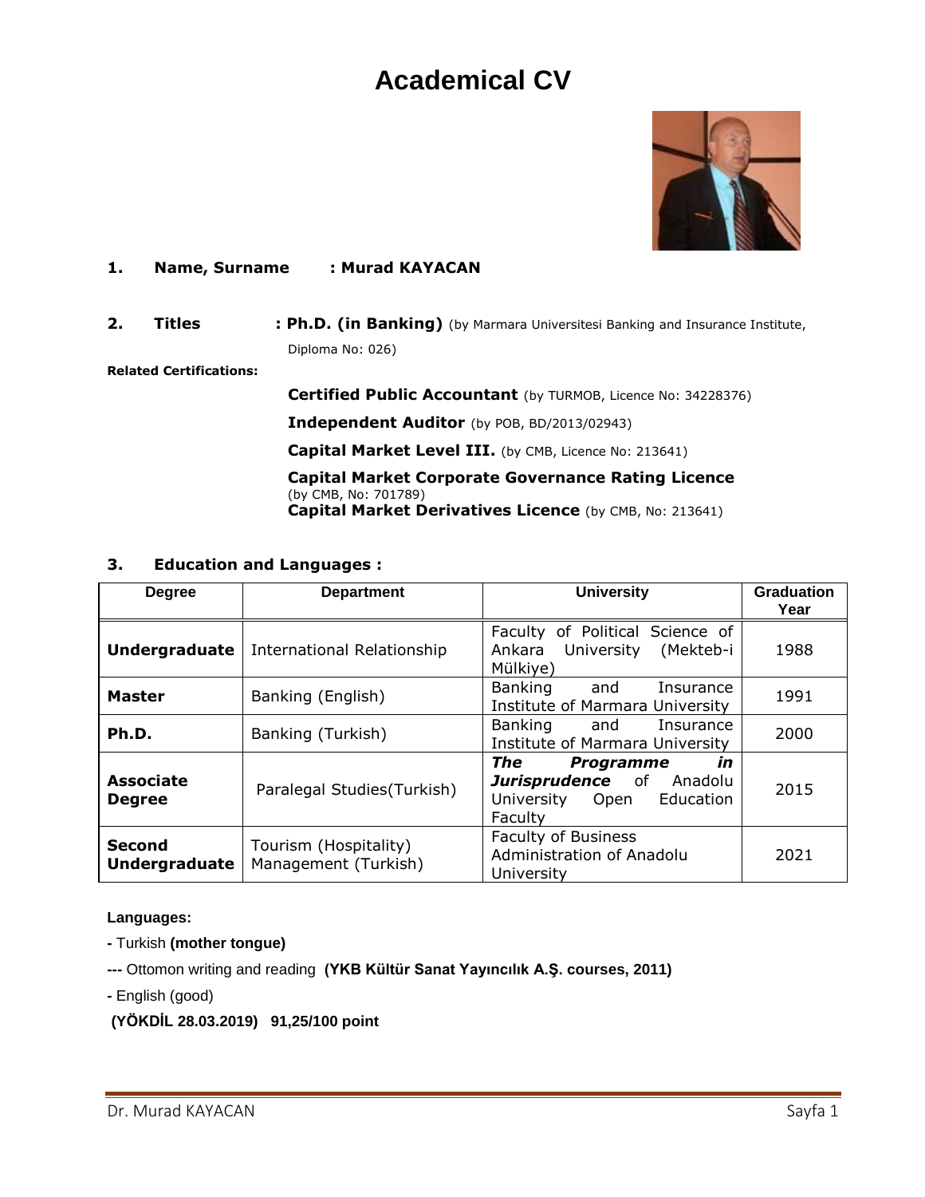# Academical CV

**1. Name, Surname : Murad KAYACAN**

**2. Titles : Ph.D. (in Banking)** (by Marmara Universitesi Banking and Insurance Institute, Diploma No: 026)

**Related Certifications:**

**Certified Public Accountant** (by TURMOB, Licence No: 34228376)

**Independent Auditor** (by POB, BD/2013/02943)

**Capital Market Level III.** (by CMB, Licence No: 213641)

**Capital Market Corporate Governance Rating Licence** (by CMB, No: 701789)

**Capital Market Derivatives Licence** (by CMB, No: 213641)

**3. Education and Languages :**

| Degree | Department | University | Graduation Year |
|---|---|---|---|
| **Undergraduate** | International Relationship | Faculty of Political Science of Ankara University (Mekteb-i Mülkiye) | 1988 |
| **Master** | Banking (English) | Banking and Insurance Institute of Marmara University | 1991 |
| **Ph.D.** | Banking (Turkish) | Banking and Insurance Institute of Marmara University | 2000 |
| **Associate Degree** | Paralegal Studies(Turkish) | ***The Programme in Jurisprudence*** of Anadolu University Open Education Faculty | 2015 |
| **Second Undergraduate** | Tourism (Hospitality) Management (Turkish) | Faculty of Business Administration of Anadolu University | 2021 |

**Languages:**

- Turkish **(mother tongue)**

--- Ottomon writing and reading **(YKB Kültür Sanat Yayıncılık A.Ş. courses, 2011)**

- English (good)

**(YÖKDİL 28.03.2019) 91,25/100 point**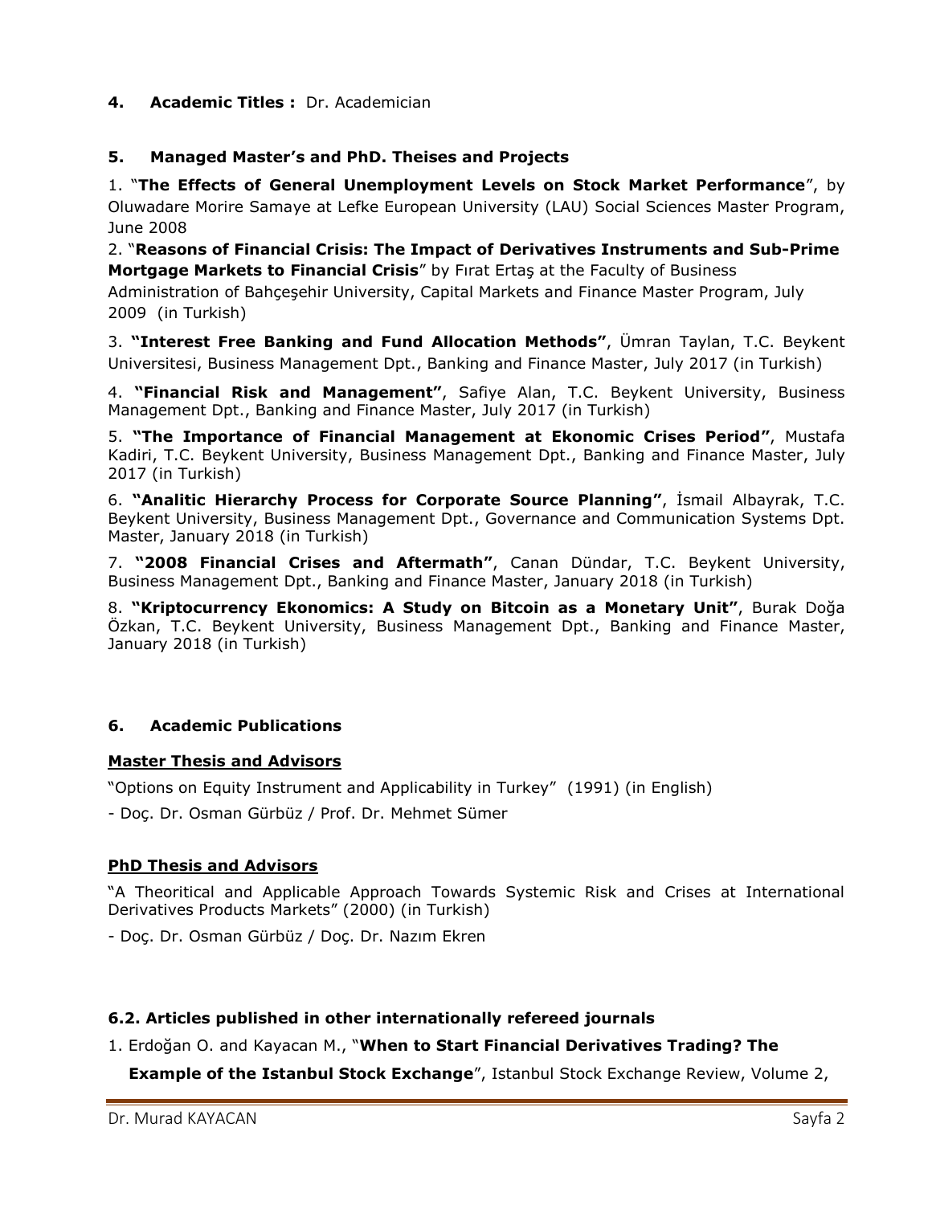## 4. Academic Titles : Dr. Academician

## 5. Managed Master's and PhD. Theises and Projects

1. "**The Effects of General Unemployment Levels on Stock Market Performance**", by Oluwadare Morire Samaye at Lefke European University (LAU) Social Sciences Master Program, June 2008

2. "**Reasons of Financial Crisis: The Impact of Derivatives Instruments and Sub-Prime Mortgage Markets to Financial Crisis**" by Fırat Ertaş at the Faculty of Business Administration of Bahçeşehir University, Capital Markets and Finance Master Program, July 2009 (in Turkish)

3. **"Interest Free Banking and Fund Allocation Methods"**, Ümran Taylan, T.C. Beykent Universitesi, Business Management Dpt., Banking and Finance Master, July 2017 (in Turkish)

4. **"Financial Risk and Management"**, Safiye Alan, T.C. Beykent University, Business Management Dpt., Banking and Finance Master, July 2017 (in Turkish)

5. **"The Importance of Financial Management at Ekonomic Crises Period"**, Mustafa Kadiri, T.C. Beykent University, Business Management Dpt., Banking and Finance Master, July 2017 (in Turkish)

6. **"Analitic Hierarchy Process for Corporate Source Planning"**, İsmail Albayrak, T.C. Beykent University, Business Management Dpt., Governance and Communication Systems Dpt. Master, January 2018 (in Turkish)

7. **"2008 Financial Crises and Aftermath"**, Canan Dündar, T.C. Beykent University, Business Management Dpt., Banking and Finance Master, January 2018 (in Turkish)

8. **"Kriptocurrency Ekonomics: A Study on Bitcoin as a Monetary Unit"**, Burak Doğa Özkan, T.C. Beykent University, Business Management Dpt., Banking and Finance Master, January 2018 (in Turkish)

## 6. Academic Publications

**Master Thesis and Advisors**

"Options on Equity Instrument and Applicability in Turkey" (1991) (in English)

- Doç. Dr. Osman Gürbüz / Prof. Dr. Mehmet Sümer

**PhD Thesis and Advisors**

"A Theoritical and Applicable Approach Towards Systemic Risk and Crises at International Derivatives Products Markets" (2000) (in Turkish)

- Doç. Dr. Osman Gürbüz / Doç. Dr. Nazım Ekren

### 6.2. Articles published in other internationally refereed journals

1. Erdoğan O. and Kayacan M., "**When to Start Financial Derivatives Trading? The Example of the Istanbul Stock Exchange**", Istanbul Stock Exchange Review, Volume 2,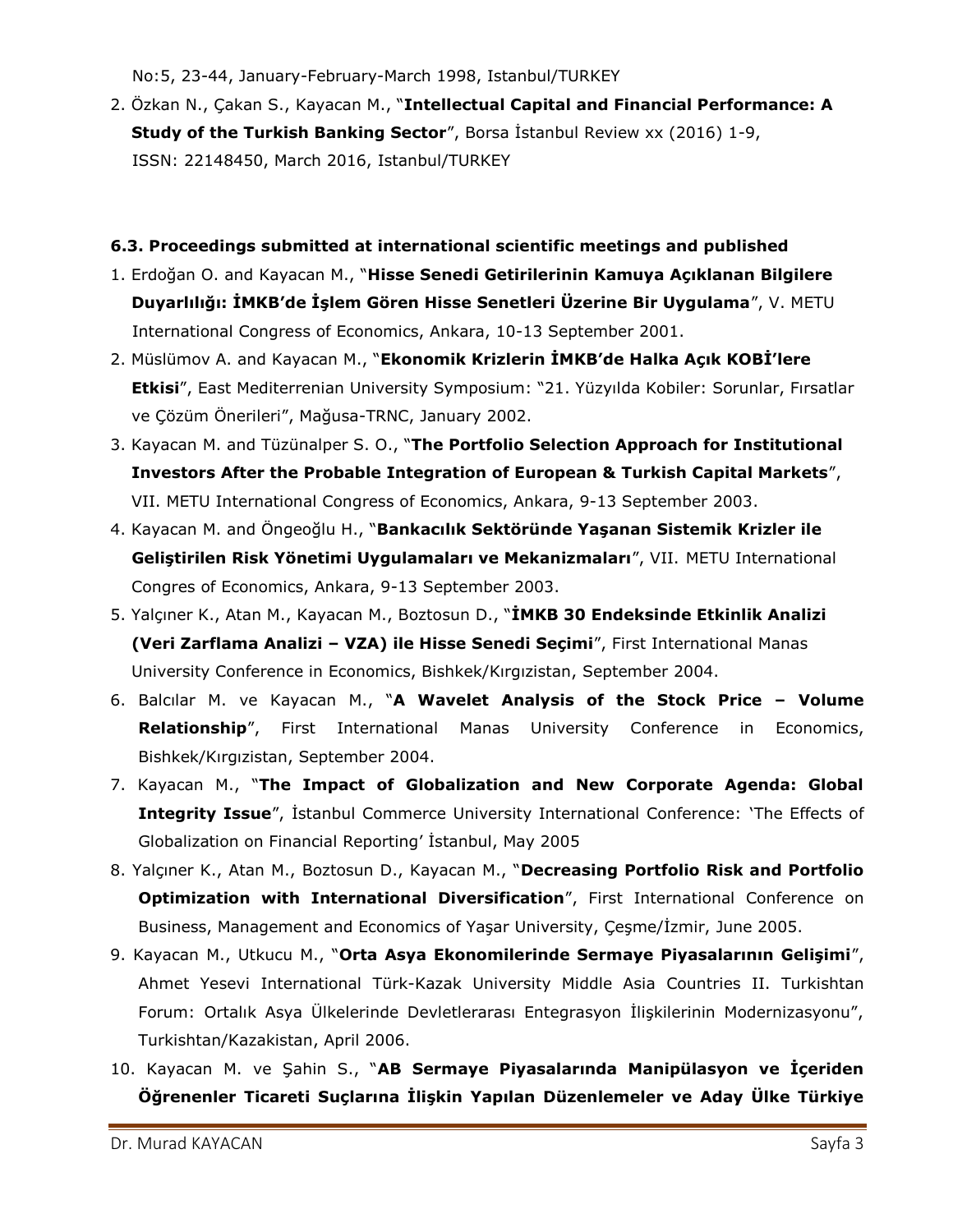No:5, 23-44, January-February-March 1998, Istanbul/TURKEY

2. Özkan N., Çakan S., Kayacan M., "**Intellectual Capital and Financial Performance: A Study of the Turkish Banking Sector**", Borsa İstanbul Review xx (2016) 1-9, ISSN: 22148450, March 2016, Istanbul/TURKEY

### 6.3. Proceedings submitted at international scientific meetings and published

1. Erdoğan O. and Kayacan M., "**Hisse Senedi Getirilerinin Kamuya Açıklanan Bilgilere Duyarlılığı: İMKB'de İşlem Gören Hisse Senetleri Üzerine Bir Uygulama**", V. METU International Congress of Economics, Ankara, 10-13 September 2001.
2. Müslümov A. and Kayacan M., "**Ekonomik Krizlerin İMKB'de Halka Açık KOBİ'lere Etkisi**", East Mediterrenian University Symposium: "21. Yüzyılda Kobiler: Sorunlar, Fırsatlar ve Çözüm Önerileri", Mağusa-TRNC, January 2002.
3. Kayacan M. and Tüzünalper S. O., "**The Portfolio Selection Approach for Institutional Investors After the Probable Integration of European & Turkish Capital Markets**", VII. METU International Congress of Economics, Ankara, 9-13 September 2003.
4. Kayacan M. and Öngeoğlu H., "**Bankacılık Sektöründe Yaşanan Sistemik Krizler ile Geliştirilen Risk Yönetimi Uygulamaları ve Mekanizmaları**", VII. METU International Congres of Economics, Ankara, 9-13 September 2003.
5. Yalçıner K., Atan M., Kayacan M., Boztosun D., "**İMKB 30 Endeksinde Etkinlik Analizi (Veri Zarflama Analizi – VZA) ile Hisse Senedi Seçimi**", First International Manas University Conference in Economics, Bishkek/Kırgızistan, September 2004.
6. Balcılar M. ve Kayacan M., "**A Wavelet Analysis of the Stock Price – Volume Relationship**", First International Manas University Conference in Economics, Bishkek/Kırgızistan, September 2004.
7. Kayacan M., "**The Impact of Globalization and New Corporate Agenda: Global Integrity Issue**", İstanbul Commerce University International Conference: 'The Effects of Globalization on Financial Reporting' İstanbul, May 2005
8. Yalçıner K., Atan M., Boztosun D., Kayacan M., "**Decreasing Portfolio Risk and Portfolio Optimization with International Diversification**", First International Conference on Business, Management and Economics of Yaşar University, Çeşme/İzmir, June 2005.
9. Kayacan M., Utkucu M., "**Orta Asya Ekonomilerinde Sermaye Piyasalarının Gelişimi**", Ahmet Yesevi International Türk-Kazak University Middle Asia Countries II. Turkishtan Forum: Ortalık Asya Ülkelerinde Devletlerarası Entegrasyon İlişkilerinin Modernizasyonu", Turkishtan/Kazakistan, April 2006.
10. Kayacan M. ve Şahin S., "**AB Sermaye Piyasalarında Manipülasyon ve İçeriden Öğrenenler Ticareti Suçlarına İlişkin Yapılan Düzenlemeler ve Aday Ülke Türkiye**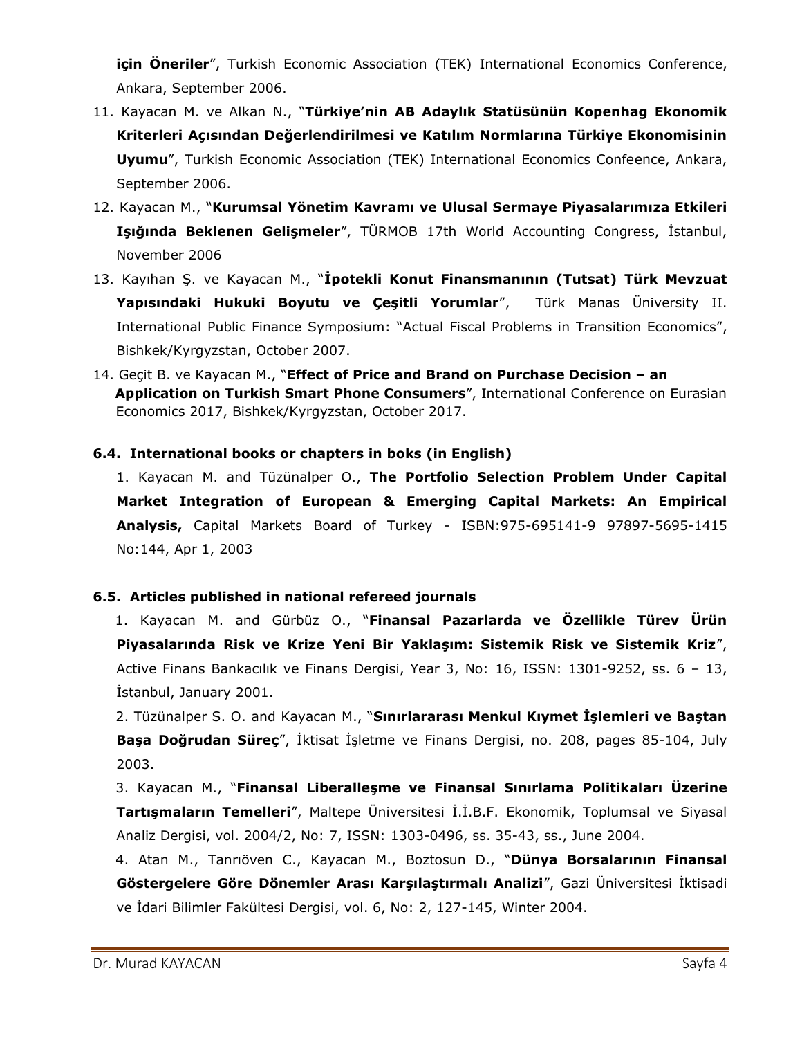**için Öneriler**", Turkish Economic Association (TEK) International Economics Conference, Ankara, September 2006.

11. Kayacan M. ve Alkan N., "**Türkiye'nin AB Adaylık Statüsünün Kopenhag Ekonomik Kriterleri Açısından Değerlendirilmesi ve Katılım Normlarına Türkiye Ekonomisinin Uyumu**", Turkish Economic Association (TEK) International Economics Confeence, Ankara, September 2006.
12. Kayacan M., "**Kurumsal Yönetim Kavramı ve Ulusal Sermaye Piyasalarımıza Etkileri Işığında Beklenen Gelişmeler**", TÜRMOB 17th World Accounting Congress, İstanbul, November 2006
13. Kayıhan Ş. ve Kayacan M., "**İpotekli Konut Finansmanının (Tutsat) Türk Mevzuat Yapısındaki Hukuki Boyutu ve Çeşitli Yorumlar**", Türk Manas Üniversity II. International Public Finance Symposium: "Actual Fiscal Problems in Transition Economics", Bishkek/Kyrgyzstan, October 2007.
14. Geçit B. ve Kayacan M., "**Effect of Price and Brand on Purchase Decision – an Application on Turkish Smart Phone Consumers**", International Conference on Eurasian Economics 2017, Bishkek/Kyrgyzstan, October 2017.

### 6.4. International books or chapters in boks (in English)

1. Kayacan M. and Tüzünalper O., **The Portfolio Selection Problem Under Capital Market Integration of European & Emerging Capital Markets: An Empirical Analysis,** Capital Markets Board of Turkey - ISBN:975-695141-9 97897-5695-1415 No:144, Apr 1, 2003

### 6.5. Articles published in national refereed journals

1. Kayacan M. and Gürbüz O., "**Finansal Pazarlarda ve Özellikle Türev Ürün Piyasalarında Risk ve Krize Yeni Bir Yaklaşım: Sistemik Risk ve Sistemik Kriz**", Active Finans Bankacılık ve Finans Dergisi, Year 3, No: 16, ISSN: 1301-9252, ss. 6 – 13, İstanbul, January 2001.
2. Tüzünalper S. O. and Kayacan M., "**Sınırlararası Menkul Kıymet İşlemleri ve Baştan Başa Doğrudan Süreç**", İktisat İşletme ve Finans Dergisi, no. 208, pages 85-104, July 2003.
3. Kayacan M., "**Finansal Liberalleşme ve Finansal Sınırlama Politikaları Üzerine Tartışmaların Temelleri**", Maltepe Üniversitesi İ.İ.B.F. Ekonomik, Toplumsal ve Siyasal Analiz Dergisi, vol. 2004/2, No: 7, ISSN: 1303-0496, ss. 35-43, ss., June 2004.
4. Atan M., Tanrıöven C., Kayacan M., Boztosun D., "**Dünya Borsalarının Finansal Göstergelere Göre Dönemler Arası Karşılaştırmalı Analizi**", Gazi Üniversitesi İktisadi ve İdari Bilimler Fakültesi Dergisi, vol. 6, No: 2, 127-145, Winter 2004.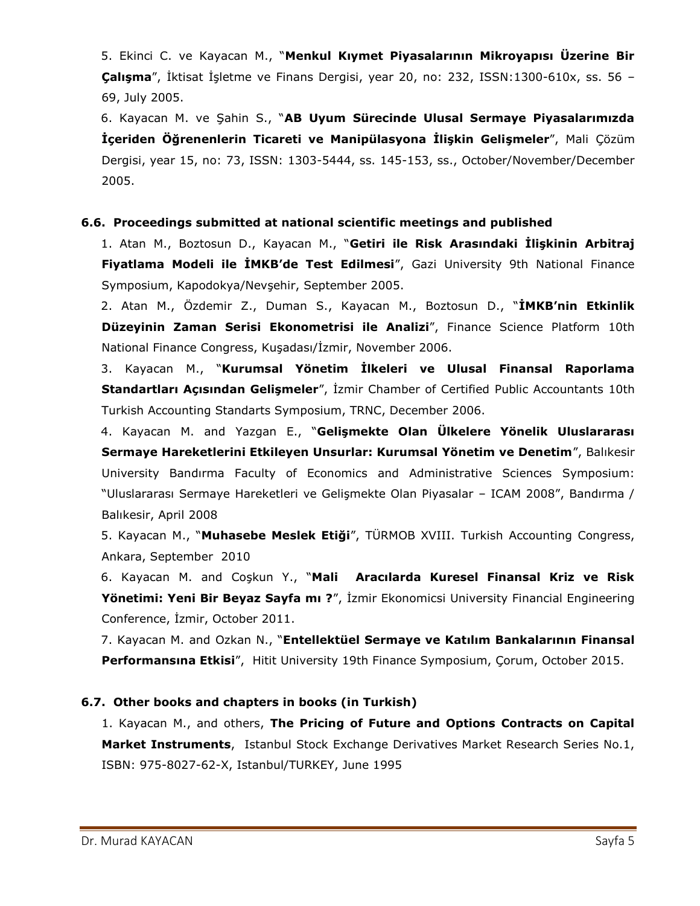5. Ekinci C. ve Kayacan M., "**Menkul Kıymet Piyasalarının Mikroyapısı Üzerine Bir Çalışma**", İktisat İşletme ve Finans Dergisi, year 20, no: 232, ISSN:1300-610x, ss. 56 – 69, July 2005.

6. Kayacan M. ve Şahin S., "**AB Uyum Sürecinde Ulusal Sermaye Piyasalarımızda İçeriden Öğrenenlerin Ticareti ve Manipülasyona İlişkin Gelişmeler**", Mali Çözüm Dergisi, year 15, no: 73, ISSN: 1303-5444, ss. 145-153, ss., October/November/December 2005.

### 6.6. Proceedings submitted at national scientific meetings and published

1. Atan M., Boztosun D., Kayacan M., "**Getiri ile Risk Arasındaki İlişkinin Arbitraj Fiyatlama Modeli ile İMKB'de Test Edilmesi**", Gazi University 9th National Finance Symposium, Kapodokya/Nevşehir, September 2005.

2. Atan M., Özdemir Z., Duman S., Kayacan M., Boztosun D., "**İMKB'nin Etkinlik Düzeyinin Zaman Serisi Ekonometrisi ile Analizi**", Finance Science Platform 10th National Finance Congress, Kuşadası/İzmir, November 2006.

3. Kayacan M., "**Kurumsal Yönetim İlkeleri ve Ulusal Finansal Raporlama Standartları Açısından Gelişmeler**", İzmir Chamber of Certified Public Accountants 10th Turkish Accounting Standarts Symposium, TRNC, December 2006.

4. Kayacan M. and Yazgan E., "**Gelişmekte Olan Ülkelere Yönelik Uluslararası Sermaye Hareketlerini Etkileyen Unsurlar: Kurumsal Yönetim ve Denetim**", Balıkesir University Bandırma Faculty of Economics and Administrative Sciences Symposium: "Uluslararası Sermaye Hareketleri ve Gelişmekte Olan Piyasalar – ICAM 2008", Bandırma / Balıkesir, April 2008

5. Kayacan M., "**Muhasebe Meslek Etiği**", TÜRMOB XVIII. Turkish Accounting Congress, Ankara, September 2010

6. Kayacan M. and Coşkun Y., "**Mali Aracılarda Kuresel Finansal Kriz ve Risk Yönetimi: Yeni Bir Beyaz Sayfa mı ?**", İzmir Ekonomicsi University Financial Engineering Conference, İzmir, October 2011.

7. Kayacan M. and Ozkan N., "**Entellektüel Sermaye ve Katılım Bankalarının Finansal Performansına Etkisi**", Hitit University 19th Finance Symposium, Çorum, October 2015.

### 6.7. Other books and chapters in books (in Turkish)

1. Kayacan M., and others, **The Pricing of Future and Options Contracts on Capital Market Instruments**, Istanbul Stock Exchange Derivatives Market Research Series No.1, ISBN: 975-8027-62-X, Istanbul/TURKEY, June 1995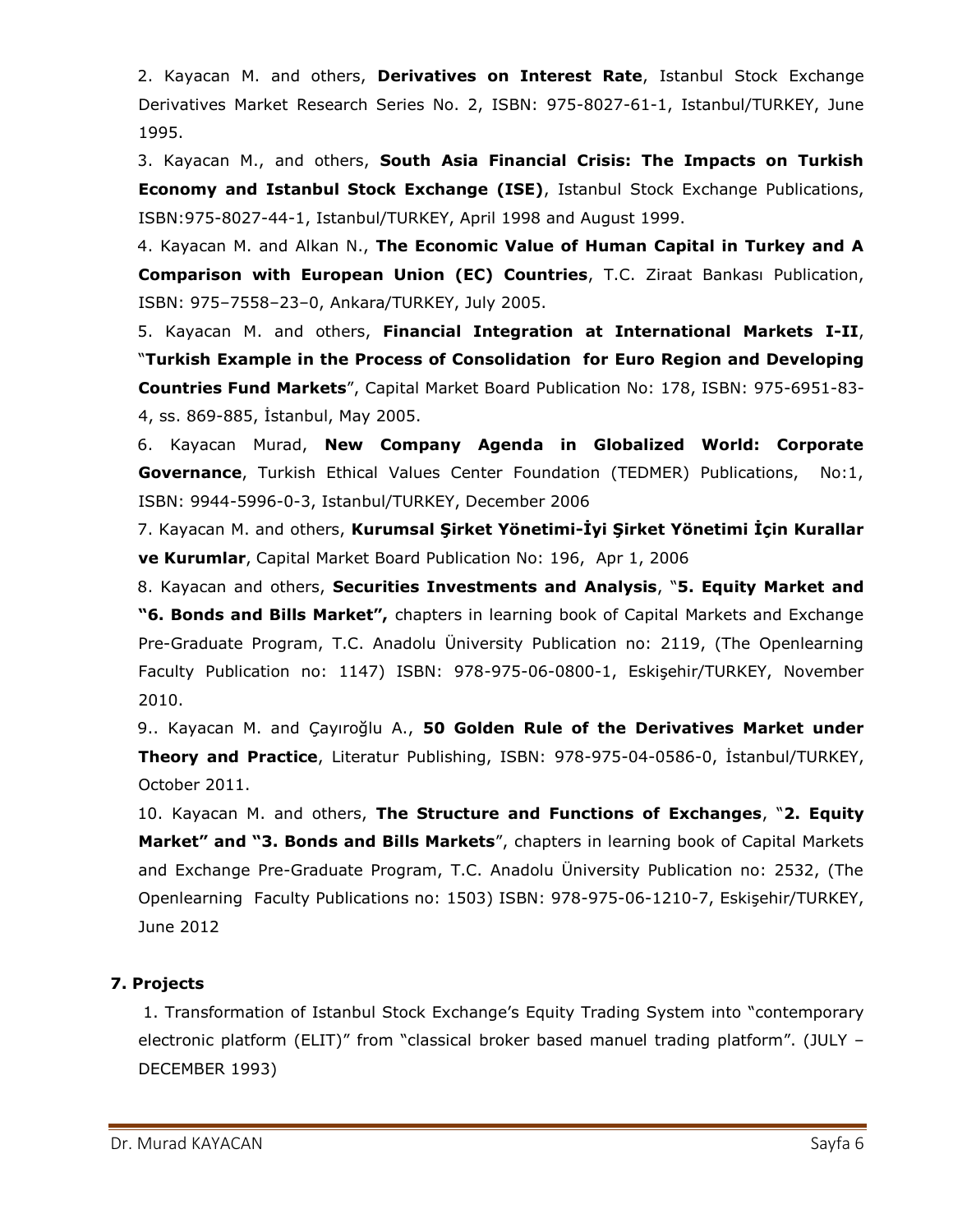2. Kayacan M. and others, **Derivatives on Interest Rate**, Istanbul Stock Exchange Derivatives Market Research Series No. 2, ISBN: 975-8027-61-1, Istanbul/TURKEY, June 1995.

3. Kayacan M., and others, **South Asia Financial Crisis: The Impacts on Turkish Economy and Istanbul Stock Exchange (ISE)**, Istanbul Stock Exchange Publications, ISBN:975-8027-44-1, Istanbul/TURKEY, April 1998 and August 1999.

4. Kayacan M. and Alkan N., **The Economic Value of Human Capital in Turkey and A Comparison with European Union (EC) Countries**, T.C. Ziraat Bankası Publication, ISBN: 975–7558–23–0, Ankara/TURKEY, July 2005.

5. Kayacan M. and others, **Financial Integration at International Markets I-II**, "**Turkish Example in the Process of Consolidation for Euro Region and Developing Countries Fund Markets**", Capital Market Board Publication No: 178, ISBN: 975-6951-83-4, ss. 869-885, İstanbul, May 2005.

6. Kayacan Murad, **New Company Agenda in Globalized World: Corporate Governance**, Turkish Ethical Values Center Foundation (TEDMER) Publications, No:1, ISBN: 9944-5996-0-3, Istanbul/TURKEY, December 2006

7. Kayacan M. and others, **Kurumsal Şirket Yönetimi-İyi Şirket Yönetimi İçin Kurallar ve Kurumlar**, Capital Market Board Publication No: 196, Apr 1, 2006

8. Kayacan and others, **Securities Investments and Analysis**, "**5. Equity Market and "6. Bonds and Bills Market",** chapters in learning book of Capital Markets and Exchange Pre-Graduate Program, T.C. Anadolu Üniversity Publication no: 2119, (The Openlearning Faculty Publication no: 1147) ISBN: 978-975-06-0800-1, Eskişehir/TURKEY, November 2010.

9.. Kayacan M. and Çayıroğlu A., **50 Golden Rule of the Derivatives Market under Theory and Practice**, Literatur Publishing, ISBN: 978-975-04-0586-0, İstanbul/TURKEY, October 2011.

10. Kayacan M. and others, **The Structure and Functions of Exchanges**, "**2. Equity Market" and "3. Bonds and Bills Markets**", chapters in learning book of Capital Markets and Exchange Pre-Graduate Program, T.C. Anadolu Üniversity Publication no: 2532, (The Openlearning Faculty Publications no: 1503) ISBN: 978-975-06-1210-7, Eskişehir/TURKEY, June 2012

## 7. Projects

1. Transformation of Istanbul Stock Exchange's Equity Trading System into "contemporary electronic platform (ELIT)" from "classical broker based manuel trading platform". (JULY – DECEMBER 1993)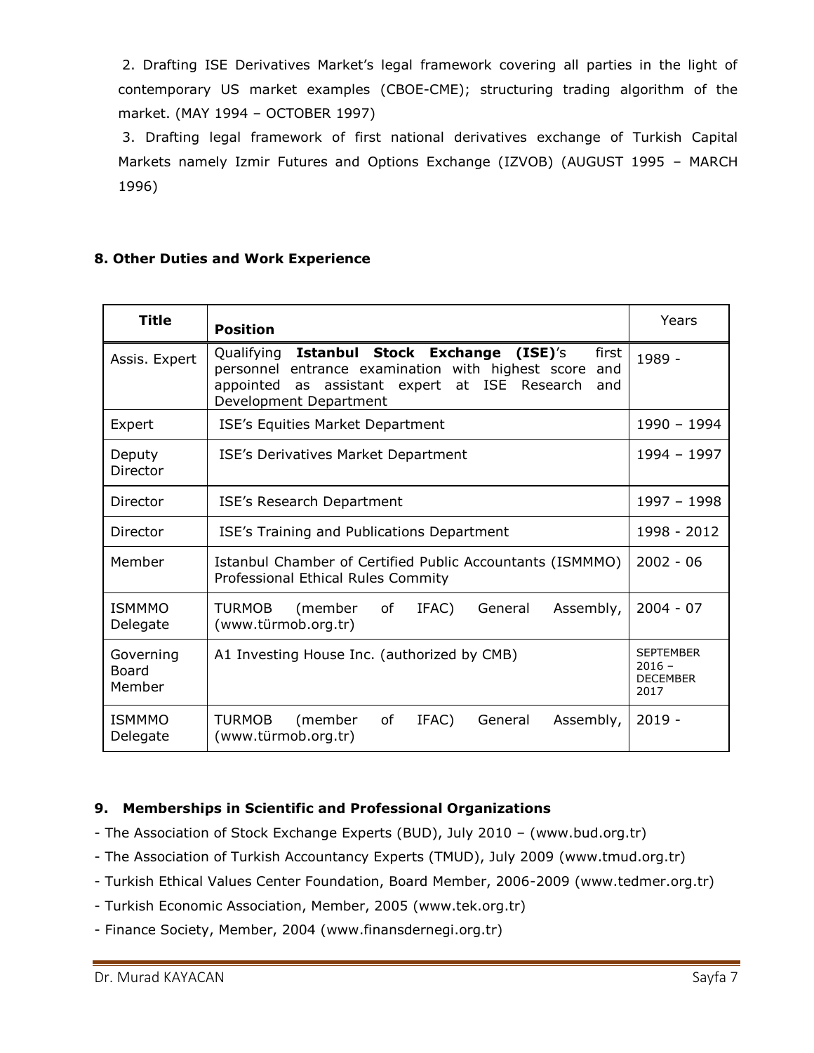2. Drafting ISE Derivatives Market's legal framework covering all parties in the light of contemporary US market examples (CBOE-CME); structuring trading algorithm of the market. (MAY 1994 – OCTOBER 1997)

3. Drafting legal framework of first national derivatives exchange of Turkish Capital Markets namely Izmir Futures and Options Exchange (IZVOB) (AUGUST 1995 – MARCH 1996)

### 8. Other Duties and Work Experience

| **Title** | **Position** | Years |
|---|---|---|
| Assis. Expert | Qualifying **Istanbul Stock Exchange (ISE)**'s first personnel entrance examination with highest score and appointed as assistant expert at ISE Research and Development Department | 1989 - |
| Expert | ISE's Equities Market Department | 1990 – 1994 |
| Deputy Director | ISE's Derivatives Market Department | 1994 – 1997 |
| Director | ISE's Research Department | 1997 – 1998 |
| Director | ISE's Training and Publications Department | 1998 - 2012 |
| Member | Istanbul Chamber of Certified Public Accountants (ISMMMO) Professional Ethical Rules Commity | 2002 - 06 |
| ISMMMO Delegate | TURMOB (member of IFAC) General Assembly, (www.türmob.org.tr) | 2004 - 07 |
| Governing Board Member | A1 Investing House Inc. (authorized by CMB) | SEPTEMBER 2016 – DECEMBER 2017 |
| ISMMMO Delegate | TURMOB (member of IFAC) General Assembly, (www.türmob.org.tr) | 2019 - |

### 9. Memberships in Scientific and Professional Organizations

- The Association of Stock Exchange Experts (BUD), July 2010 – (www.bud.org.tr)
- The Association of Turkish Accountancy Experts (TMUD), July 2009 (www.tmud.org.tr)
- Turkish Ethical Values Center Foundation, Board Member, 2006-2009 (www.tedmer.org.tr)
- Turkish Economic Association, Member, 2005 (www.tek.org.tr)
- Finance Society, Member, 2004 (www.finansdernegi.org.tr)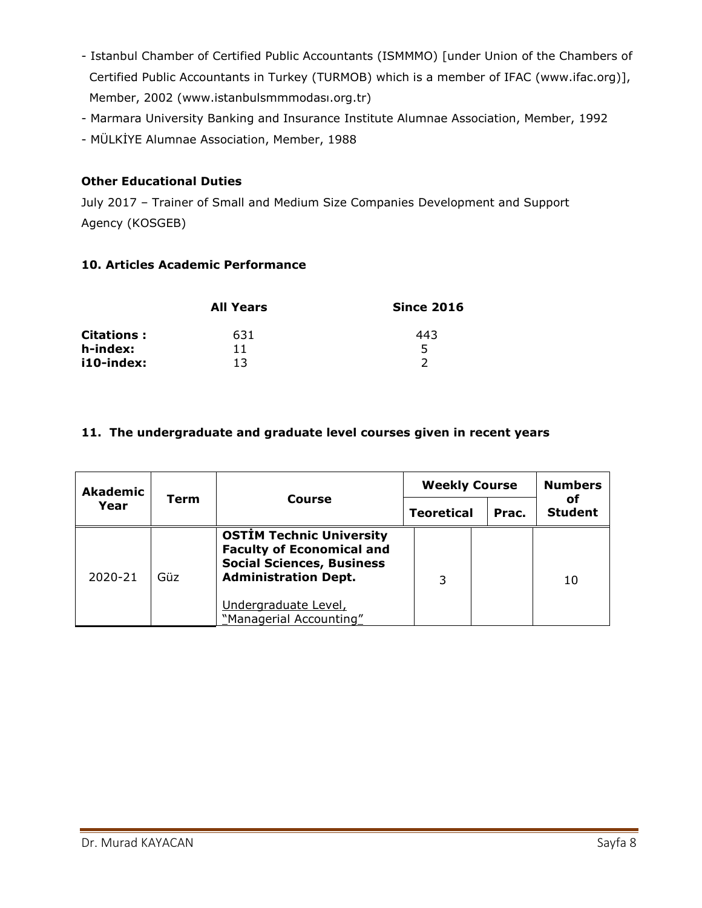- Istanbul Chamber of Certified Public Accountants (ISMMMO) [under Union of the Chambers of Certified Public Accountants in Turkey (TURMOB) which is a member of IFAC (www.ifac.org)], Member, 2002 (www.istanbulsmmmodası.org.tr)
- Marmara University Banking and Insurance Institute Alumnae Association, Member, 1992
- MÜLKİYE Alumnae Association, Member, 1988

**Other Educational Duties**

July 2017 – Trainer of Small and Medium Size Companies Development and Support Agency (KOSGEB)

**10. Articles Academic Performance**

| | **All Years** | **Since 2016** |
|---|---|---|
| **Citations :** | 631 | 443 |
| **h-index:** | 11 | 5 |
| **i10-index:** | 13 | 2 |

**11. The undergraduate and graduate level courses given in recent years**

| **Akademic Year** | **Term** | **Course** | **Weekly Course** | | **Numbers of Student** |
|---|---|---|---|---|---|
| | | | **Teoretical** | **Prac.** | |
| 2020-21 | Güz | **OSTİM Technic University Faculty of Economical and Social Sciences, Business Administration Dept.** Undergraduate Level, "Managerial Accounting" | 3 | | 10 |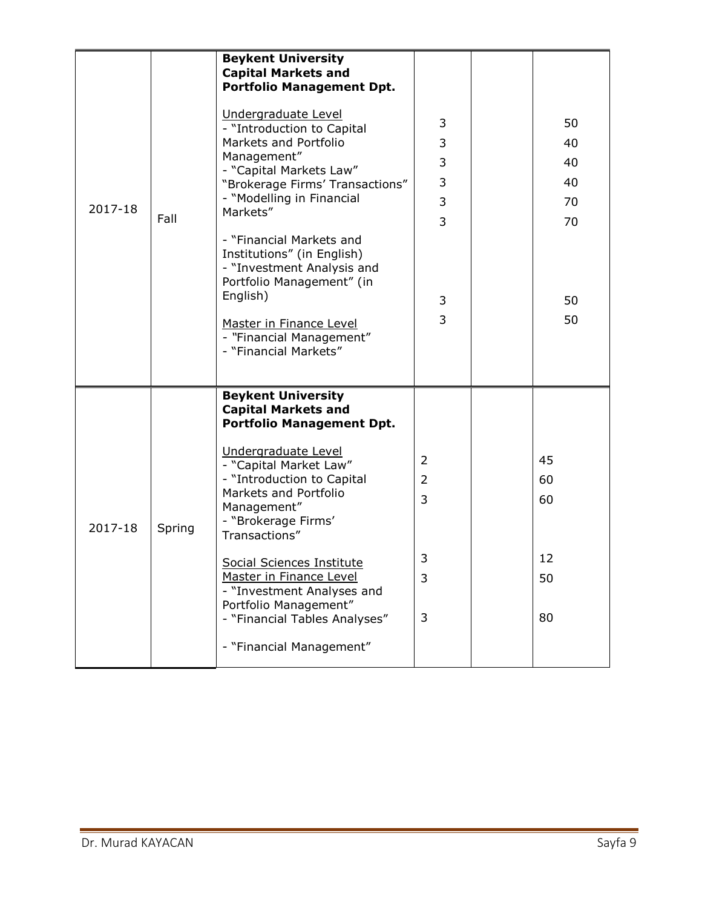| 2017-18 | Fall | **Beykent University Capital Markets and Portfolio Management Dpt.**<br><br>Undergraduate Level<br>- "Introduction to Capital Markets and Portfolio Management"<br>- "Capital Markets Law"<br>"Brokerage Firms' Transactions"<br>- "Modelling in Financial Markets"<br><br>- "Financial Markets and Institutions" (in English)<br>- "Investment Analysis and Portfolio Management" (in English)<br><br>Master in Finance Level<br>- "Financial Management"<br>- "Financial Markets" | 3<br>3<br>3<br>3<br>3<br>3<br><br>3<br>3 | | 50<br>40<br>40<br>40<br>70<br>70<br><br>50<br>50 |
|---|---|---|---|---|---|
| 2017-18 | Spring | **Beykent University Capital Markets and Portfolio Management Dpt.**<br><br>Undergraduate Level<br>- "Capital Market Law"<br>- "Introduction to Capital Markets and Portfolio Management"<br>- "Brokerage Firms' Transactions"<br><br>Social Sciences Institute Master in Finance Level<br>- "Investment Analyses and Portfolio Management"<br>- "Financial Tables Analyses"<br><br>- "Financial Management" | 2<br>2<br>3<br><br>3<br>3<br><br>3 | | 45<br>60<br>60<br><br>12<br>50<br><br>80 |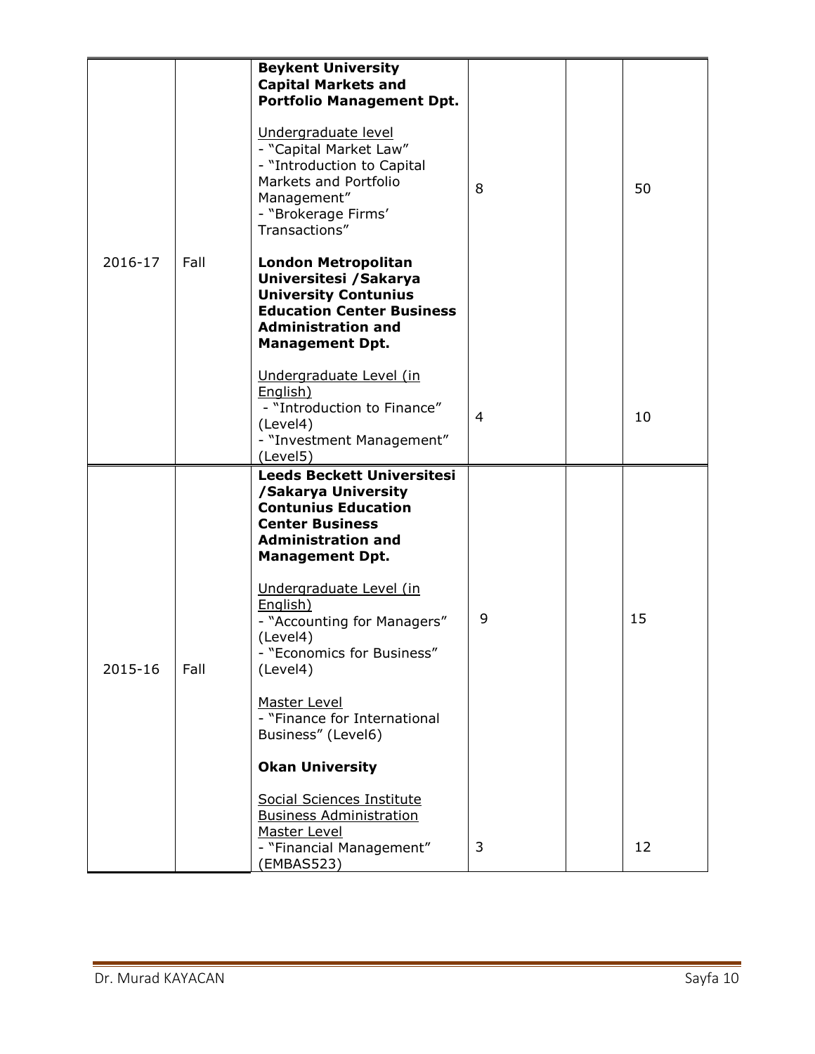| | | | | | |
|---|---|---|---|---|---|
| 2016-17 | Fall | **Beykent University Capital Markets and Portfolio Management Dpt.**<br><br>Undergraduate level<br>- "Capital Market Law"<br>- "Introduction to Capital Markets and Portfolio Management"<br>- "Brokerage Firms' Transactions" | 8 | | 50 |
| | | **London Metropolitan Universitesi /Sakarya University Contunius Education Center Business Administration and Management Dpt.**<br><br>Undergraduate Level (in English)<br>- "Introduction to Finance" (Level4)<br>- "Investment Management" (Level5) | 4 | | 10 |
| 2015-16 | Fall | **Leeds Beckett Universitesi /Sakarya University Contunius Education Center Business Administration and Management Dpt.**<br><br>Undergraduate Level (in English)<br>- "Accounting for Managers" (Level4)<br>- "Economics for Business" (Level4)<br><br>Master Level<br>- "Finance for International Business" (Level6) | 9 | | 15 |
| | | **Okan University**<br><br>Social Sciences Institute Business Administration Master Level<br>- "Financial Management" (EMBAS523) | 3 | | 12 |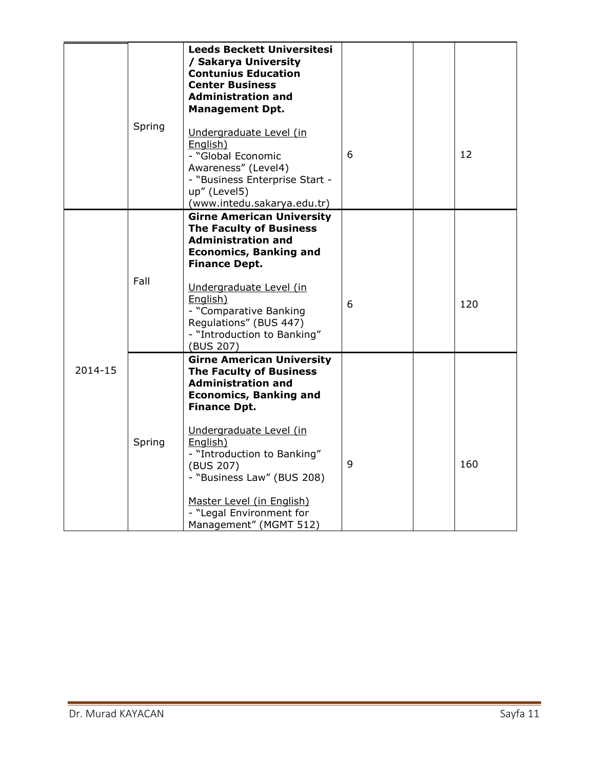| | | | | | |
|---|---|---|---|---|---|
| | Spring | **Leeds Beckett Universitesi / Sakarya University Contunius Education Center Business Administration and Management Dpt.**<br><br>Undergraduate Level (in English)<br>- "Global Economic Awareness" (Level4)<br>- "Business Enterprise Start - up" (Level5)<br>(www.intedu.sakarya.edu.tr) | 6 | | 12 |
| 2014-15 | Fall | **Girne American University The Faculty of Business Administration and Economics, Banking and Finance Dept.**<br><br>Undergraduate Level (in English)<br>- "Comparative Banking Regulations" (BUS 447)<br>- "Introduction to Banking" (BUS 207) | 6 | | 120 |
| | Spring | **Girne American University The Faculty of Business Administration and Economics, Banking and Finance Dpt.**<br><br>Undergraduate Level (in English)<br>- "Introduction to Banking" (BUS 207)<br>- "Business Law" (BUS 208)<br><br>Master Level (in English)<br>- "Legal Environment for Management" (MGMT 512) | 9 | | 160 |